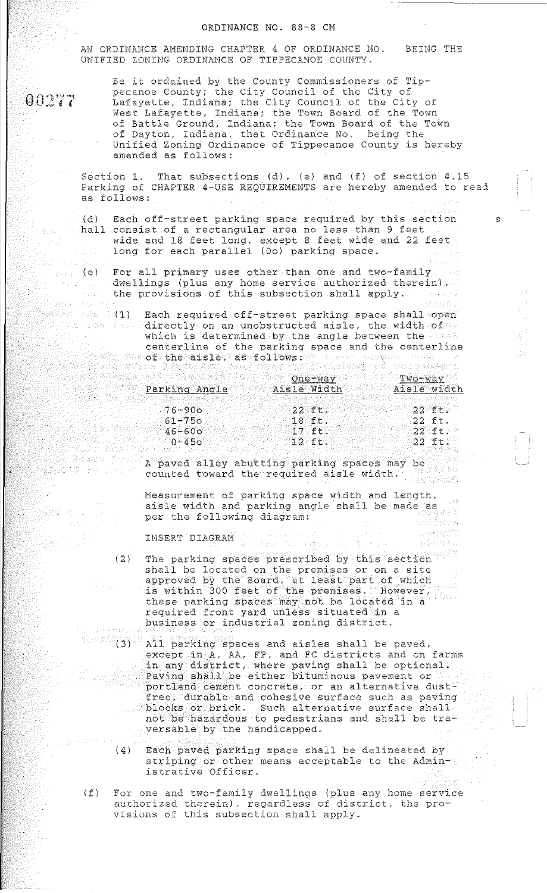# ORDINANCE NO. 88-8 CM

AN ORDINANCE AMENDING CHAPTER 4 OF ORDINANCE NO. BEING THE UNIFIED ZONING ORDINANCE OF TIPPECANOE COUNTY.

Be it ordained by the County Commissioners of Tippecanoe County; the City Council of the City of Lafayette, Indiana; the City Council of the City of West Lafayette, Indiana; the Town Board of the Town of Battle Ground, Indiana; the Town Board of the Town of Dayton, Indiana, that Ordinance No. being the Unified Zoning Ordinance of Tippecanoe County is hereby amended as follows:

Section 1. That subsections (d), (e) and (f) of section 4.15 Parking of CHAPTER 4-USE REQUIREMENTS are hereby amended to read as follows:

(d) Each off-street parking space required by this section shall consist of a rectangular area no less than 9 feet wide and 18 feet long, except 8 feet wide and 22 feet long for each parallel (0o) parking space.

(e) For all primary uses other than one and two-family dwellings (plus any home service authorized therein), the provisions of this subsection shall apply.

(1) Each required off-street parking space shall open directly on an unobstructed aisle, the width of which is determined by the angle between the centerline of the parking space and the centerline of the aisle, as follows:

| Parking Angle | One-way Aisle Width | Two-way Aisle width |
|---|---|---|
| 76-90o | 22 ft. | 22 ft. |
| 61-75o | 18 ft. | 22 ft. |
| 46-60o | 17 ft. | 22 ft. |
| 0-45o | 12 ft. | 22 ft. |

A paved alley abutting parking spaces may be counted toward the required aisle width.

Measurement of parking space width and length, aisle width and parking angle shall be made as per the following diagram:

INSERT DIAGRAM

(2) The parking spaces prescribed by this section shall be located on the premises or on a site approved by the Board, at least part of which is within 300 feet of the premises. However, these parking spaces may not be located in a required front yard unless situated in a business or industrial zoning district.

(3) All parking spaces and aisles shall be paved, except in A, AA, FP, and FC districts and on farms in any district, where paving shall be optional. Paving shall be either bituminous pavement or portland cement concrete, or an alternative dust-free, durable and cohesive surface such as paving blocks or brick. Such alternative surface shall not be hazardous to pedestrians and shall be traversable by the handicapped.

(4) Each paved parking space shall be delineated by striping or other means acceptable to the Administrative Officer.

(f) For one and two-family dwellings (plus any home service authorized therein), regardless of district, the provisions of this subsection shall apply.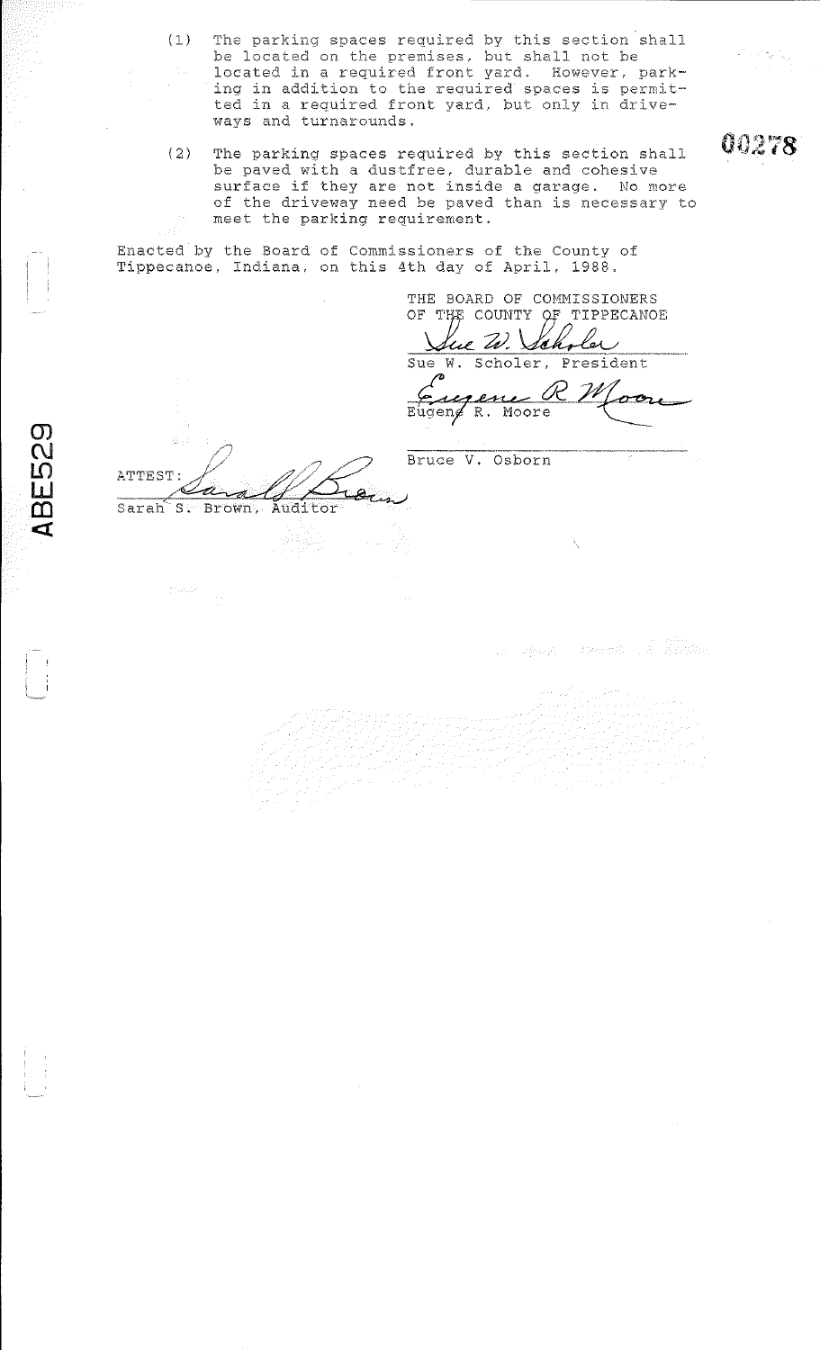(1) The parking spaces required by this section shall be located on the premises, but shall not be located in a required front yard. However, parking in addition to the required spaces is permitted in a required front yard, but only in driveways and turnarounds.

(2) The parking spaces required by this section shall be paved with a dustfree, durable and cohesive surface if they are not inside a garage. No more of the driveway need be paved than is necessary to meet the parking requirement.

Enacted by the Board of Commissioners of the County of Tippecanoe, Indiana, on this 4th day of April, 1988.

THE BOARD OF COMMISSIONERS
OF THE COUNTY OF TIPPECANOE

Sue W. Scholer

Sue W. Scholer, President

Eugene R. Moore

Eugene R. Moore

Bruce V. Osborn

ATTEST: Sarah S. Brown

Sarah S. Brown, Auditor